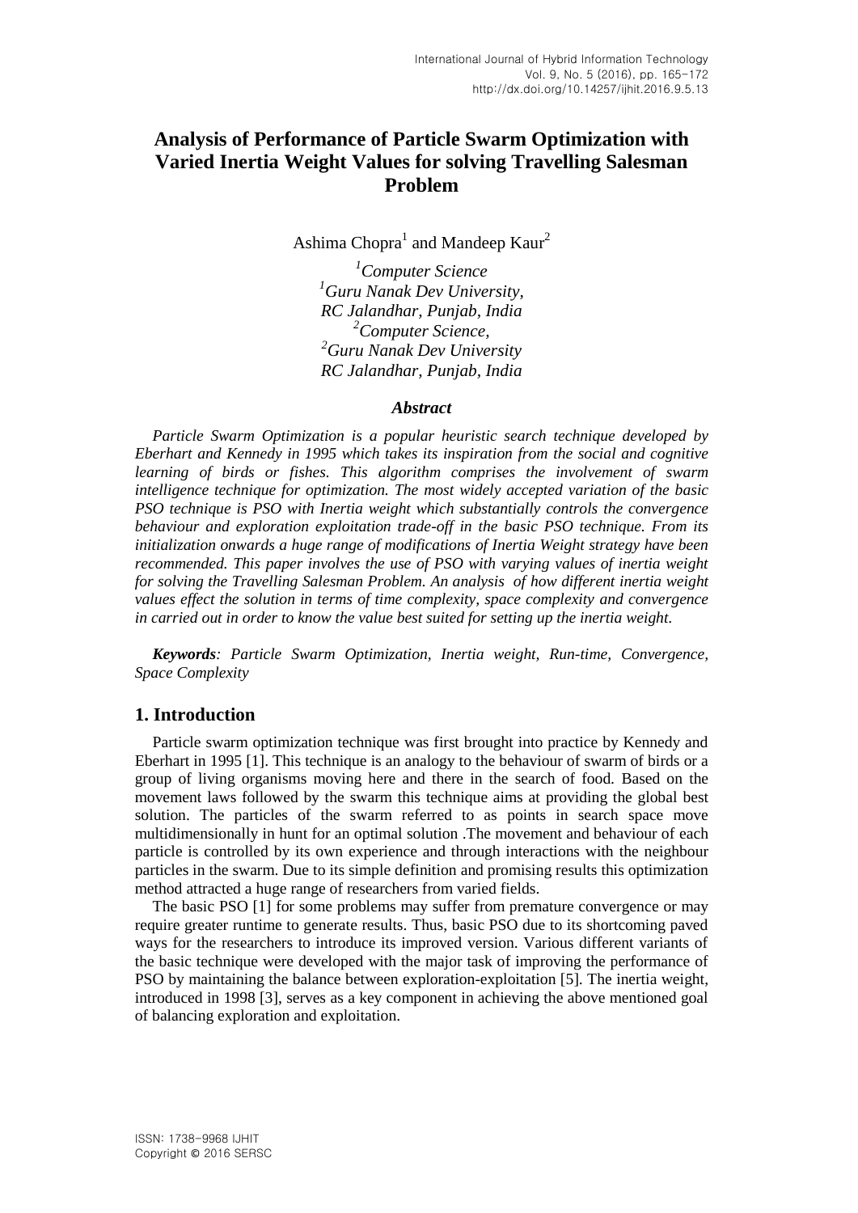# Analysis of Performance of Particle Swarm Optimization with Varied Inertia Weight Values for solving Travelling Salesman Problem

Ashima Chopra[1] and Mandeep Kaur[2]

*[1]Computer Science*
*[1]Guru Nanak Dev University,*
*RC Jalandhar, Punjab, India*
*[2]Computer Science,*
*[2]Guru Nanak Dev University*
*RC Jalandhar, Punjab, India*

### *Abstract*

*Particle Swarm Optimization is a popular heuristic search technique developed by Eberhart and Kennedy in 1995 which takes its inspiration from the social and cognitive learning of birds or fishes. This algorithm comprises the involvement of swarm intelligence technique for optimization. The most widely accepted variation of the basic PSO technique is PSO with Inertia weight which substantially controls the convergence behaviour and exploration exploitation trade-off in the basic PSO technique. From its initialization onwards a huge range of modifications of Inertia Weight strategy have been recommended. This paper involves the use of PSO with varying values of inertia weight for solving the Travelling Salesman Problem. An analysis of how different inertia weight values effect the solution in terms of time complexity, space complexity and convergence in carried out in order to know the value best suited for setting up the inertia weight.*

***Keywords**: Particle Swarm Optimization, Inertia weight, Run-time, Convergence, Space Complexity*

## 1. Introduction

Particle swarm optimization technique was first brought into practice by Kennedy and Eberhart in 1995 [1]. This technique is an analogy to the behaviour of swarm of birds or a group of living organisms moving here and there in the search of food. Based on the movement laws followed by the swarm this technique aims at providing the global best solution. The particles of the swarm referred to as points in search space move multidimensionally in hunt for an optimal solution .The movement and behaviour of each particle is controlled by its own experience and through interactions with the neighbour particles in the swarm. Due to its simple definition and promising results this optimization method attracted a huge range of researchers from varied fields.

The basic PSO [1] for some problems may suffer from premature convergence or may require greater runtime to generate results. Thus, basic PSO due to its shortcoming paved ways for the researchers to introduce its improved version. Various different variants of the basic technique were developed with the major task of improving the performance of PSO by maintaining the balance between exploration-exploitation [5]. The inertia weight, introduced in 1998 [3], serves as a key component in achieving the above mentioned goal of balancing exploration and exploitation.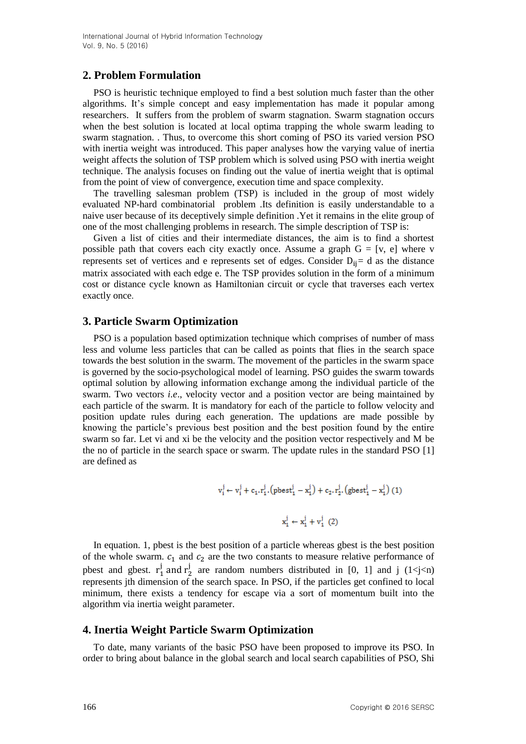## 2. Problem Formulation

PSO is heuristic technique employed to find a best solution much faster than the other algorithms. It's simple concept and easy implementation has made it popular among researchers. It suffers from the problem of swarm stagnation. Swarm stagnation occurs when the best solution is located at local optima trapping the whole swarm leading to swarm stagnation. . Thus, to overcome this short coming of PSO its varied version PSO with inertia weight was introduced. This paper analyses how the varying value of inertia weight affects the solution of TSP problem which is solved using PSO with inertia weight technique. The analysis focuses on finding out the value of inertia weight that is optimal from the point of view of convergence, execution time and space complexity.

The travelling salesman problem (TSP) is included in the group of most widely evaluated NP-hard combinatorial problem .Its definition is easily understandable to a naive user because of its deceptively simple definition .Yet it remains in the elite group of one of the most challenging problems in research. The simple description of TSP is:

Given a list of cities and their intermediate distances, the aim is to find a shortest possible path that covers each city exactly once. Assume a graph G = [v, e] where v represents set of vertices and e represents set of edges. Consider $D_{ij}$ = d as the distance matrix associated with each edge e. The TSP provides solution in the form of a minimum cost or distance cycle known as Hamiltonian circuit or cycle that traverses each vertex exactly once.

## 3. Particle Swarm Optimization

PSO is a population based optimization technique which comprises of number of mass less and volume less particles that can be called as points that flies in the search space towards the best solution in the swarm. The movement of the particles in the swarm space is governed by the socio-psychological model of learning. PSO guides the swarm towards optimal solution by allowing information exchange among the individual particle of the swarm. Two vectors *i.e*., velocity vector and a position vector are being maintained by each particle of the swarm. It is mandatory for each of the particle to follow velocity and position update rules during each generation. The updations are made possible by knowing the particle's previous best position and the best position found by the entire swarm so far. Let vi and xi be the velocity and the position vector respectively and M be the no of particle in the search space or swarm. The update rules in the standard PSO [1] are defined as

$$v_i^j \leftarrow v_i^j + c_1.r_1^j.\left(\text{pbest}_1^j - x_1^j\right) + c_2.r_2^j.\left(\text{gbest}_1^j - x_1^j\right) \quad (1)$$

$$x_1^j \leftarrow x_1^j + v_1^j \quad (2)$$

In equation. 1, pbest is the best position of a particle whereas gbest is the best position of the whole swarm. $c_1$ and $c_2$ are the two constants to measure relative performance of pbest and gbest. $r_1^j$ and $r_2^j$ are random numbers distributed in [0, 1] and j ($1<j<n$) represents jth dimension of the search space. In PSO, if the particles get confined to local minimum, there exists a tendency for escape via a sort of momentum built into the algorithm via inertia weight parameter.

## 4. Inertia Weight Particle Swarm Optimization

To date, many variants of the basic PSO have been proposed to improve its PSO. In order to bring about balance in the global search and local search capabilities of PSO, Shi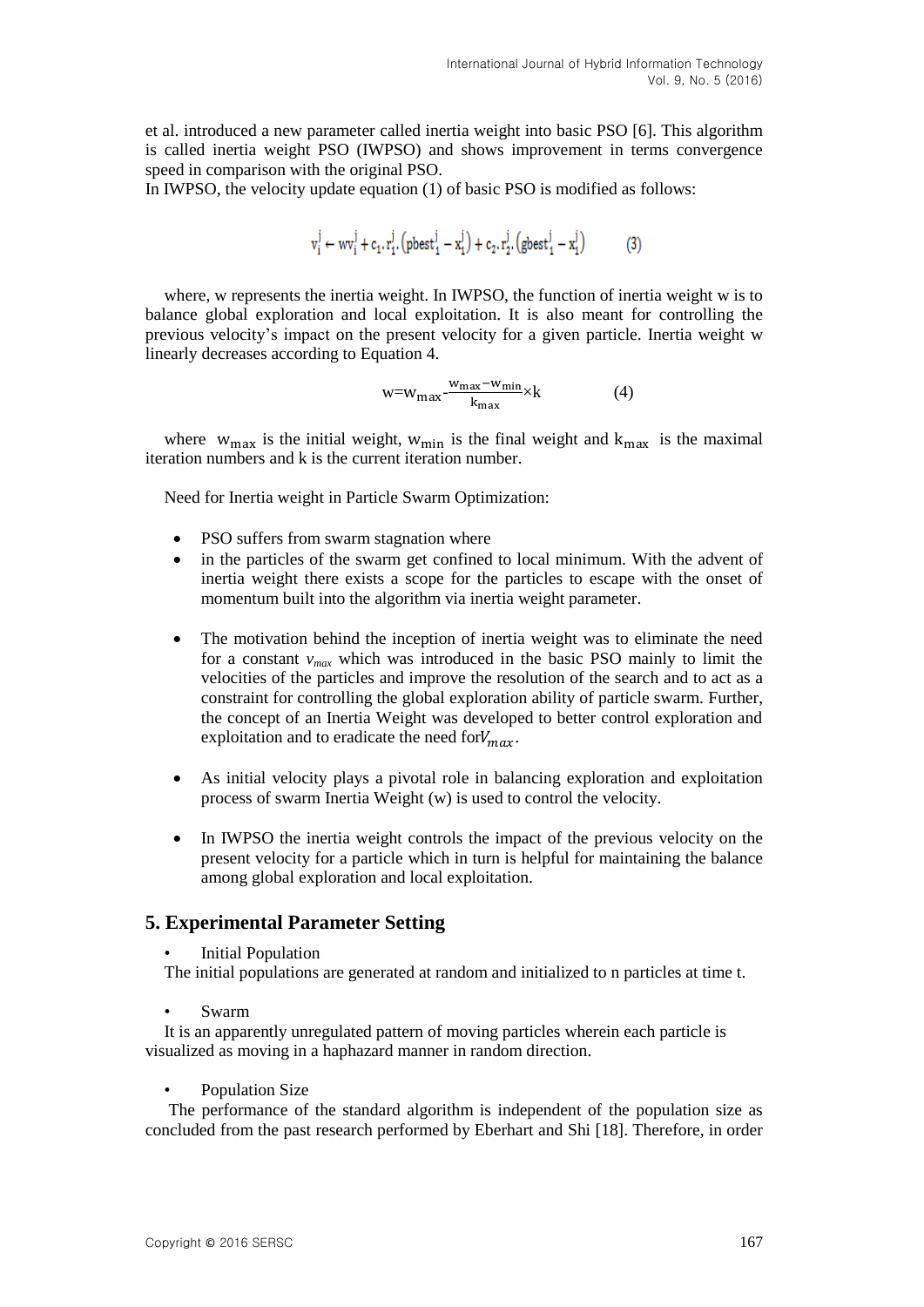et al. introduced a new parameter called inertia weight into basic PSO [6]. This algorithm is called inertia weight PSO (IWPSO) and shows improvement in terms convergence speed in comparison with the original PSO.
In IWPSO, the velocity update equation (1) of basic PSO is modified as follows:

$$v_i^j \leftarrow wv_i^j + c_1 . r_1^j . \left(pbest_1^j - x_1^j\right) + c_2 . r_2^j . \left(gbest_1^j - x_1^j\right) \qquad (3)$$

where, w represents the inertia weight. In IWPSO, the function of inertia weight w is to balance global exploration and local exploitation. It is also meant for controlling the previous velocity's impact on the present velocity for a given particle. Inertia weight w linearly decreases according to Equation 4.

$$w = w_{max} - \frac{w_{max} - w_{min}}{k_{max}} \times k \qquad (4)$$

where $w_{max}$ is the initial weight, $w_{min}$ is the final weight and $k_{max}$ is the maximal iteration numbers and k is the current iteration number.

Need for Inertia weight in Particle Swarm Optimization:

- PSO suffers from swarm stagnation where
- in the particles of the swarm get confined to local minimum. With the advent of inertia weight there exists a scope for the particles to escape with the onset of momentum built into the algorithm via inertia weight parameter.
- The motivation behind the inception of inertia weight was to eliminate the need for a constant $v_{max}$ which was introduced in the basic PSO mainly to limit the velocities of the particles and improve the resolution of the search and to act as a constraint for controlling the global exploration ability of particle swarm. Further, the concept of an Inertia Weight was developed to better control exploration and exploitation and to eradicate the need for$V_{max}$.
- As initial velocity plays a pivotal role in balancing exploration and exploitation process of swarm Inertia Weight (w) is used to control the velocity.
- In IWPSO the inertia weight controls the impact of the previous velocity on the present velocity for a particle which in turn is helpful for maintaining the balance among global exploration and local exploitation.

## 5. Experimental Parameter Setting

- Initial Population

The initial populations are generated at random and initialized to n particles at time t.

- Swarm

It is an apparently unregulated pattern of moving particles wherein each particle is visualized as moving in a haphazard manner in random direction.

- Population Size

The performance of the standard algorithm is independent of the population size as concluded from the past research performed by Eberhart and Shi [18]. Therefore, in order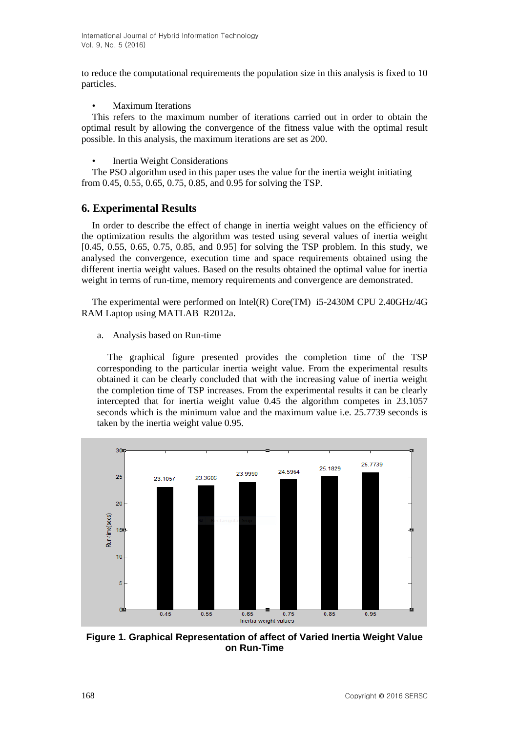to reduce the computational requirements the population size in this analysis is fixed to 10 particles.

- Maximum Iterations

This refers to the maximum number of iterations carried out in order to obtain the optimal result by allowing the convergence of the fitness value with the optimal result possible. In this analysis, the maximum iterations are set as 200.

- Inertia Weight Considerations

The PSO algorithm used in this paper uses the value for the inertia weight initiating from 0.45, 0.55, 0.65, 0.75, 0.85, and 0.95 for solving the TSP.

## 6. Experimental Results

In order to describe the effect of change in inertia weight values on the efficiency of the optimization results the algorithm was tested using several values of inertia weight [0.45, 0.55, 0.65, 0.75, 0.85, and 0.95] for solving the TSP problem. In this study, we analysed the convergence, execution time and space requirements obtained using the different inertia weight values. Based on the results obtained the optimal value for inertia weight in terms of run-time, memory requirements and convergence are demonstrated.

The experimental were performed on Intel(R) Core(TM) i5-2430M CPU 2.40GHz/4G RAM Laptop using MATLAB R2012a.

a. Analysis based on Run-time

The graphical figure presented provides the completion time of the TSP corresponding to the particular inertia weight value. From the experimental results obtained it can be clearly concluded that with the increasing value of inertia weight the completion time of TSP increases. From the experimental results it can be clearly intercepted that for inertia weight value 0.45 the algorithm competes in 23.1057 seconds which is the minimum value and the maximum value i.e. 25.7739 seconds is taken by the inertia weight value 0.95.

| Inertia weight values | Run-time(secs) |
|---|---|
| 0.45 | 23.1057 |
| 0.55 | 23.3606 |
| 0.65 | 23.9990 |
| 0.75 | 24.5964 |
| 0.85 | 25.1829 |
| 0.95 | 25.7739 |

**Figure 1. Graphical Representation of affect of Varied Inertia Weight Value on Run-Time**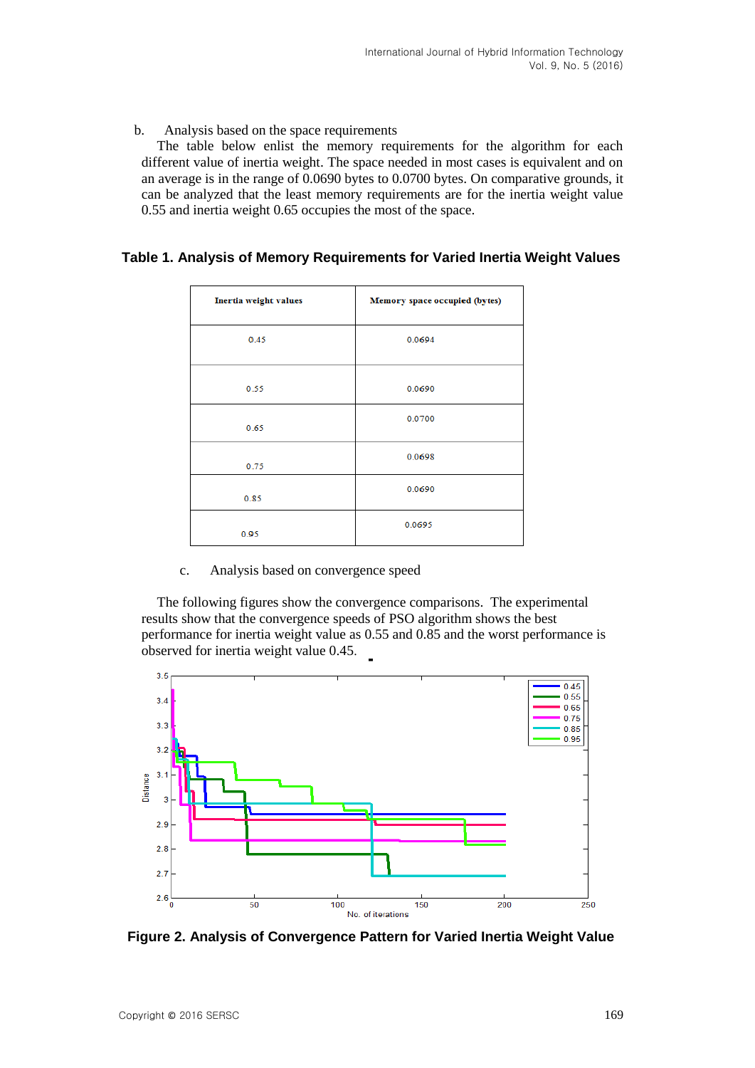b. Analysis based on the space requirements

The table below enlist the memory requirements for the algorithm for each different value of inertia weight. The space needed in most cases is equivalent and on an average is in the range of 0.0690 bytes to 0.0700 bytes. On comparative grounds, it can be analyzed that the least memory requirements are for the inertia weight value 0.55 and inertia weight 0.65 occupies the most of the space.

**Table 1. Analysis of Memory Requirements for Varied Inertia Weight Values**

| Inertia weight values | Memory space occupied (bytes) |
| --- | --- |
| 0.45 | 0.0694 |
| 0.55 | 0.0690 |
| 0.65 | 0.0700 |
| 0.75 | 0.0698 |
| 0.85 | 0.0690 |
| 0.95 | 0.0695 |

c. Analysis based on convergence speed

The following figures show the convergence comparisons. The experimental results show that the convergence speeds of PSO algorithm shows the best performance for inertia weight value as 0.55 and 0.85 and the worst performance is observed for inertia weight value 0.45.

**Figure 2. Analysis of Convergence Pattern for Varied Inertia Weight Value**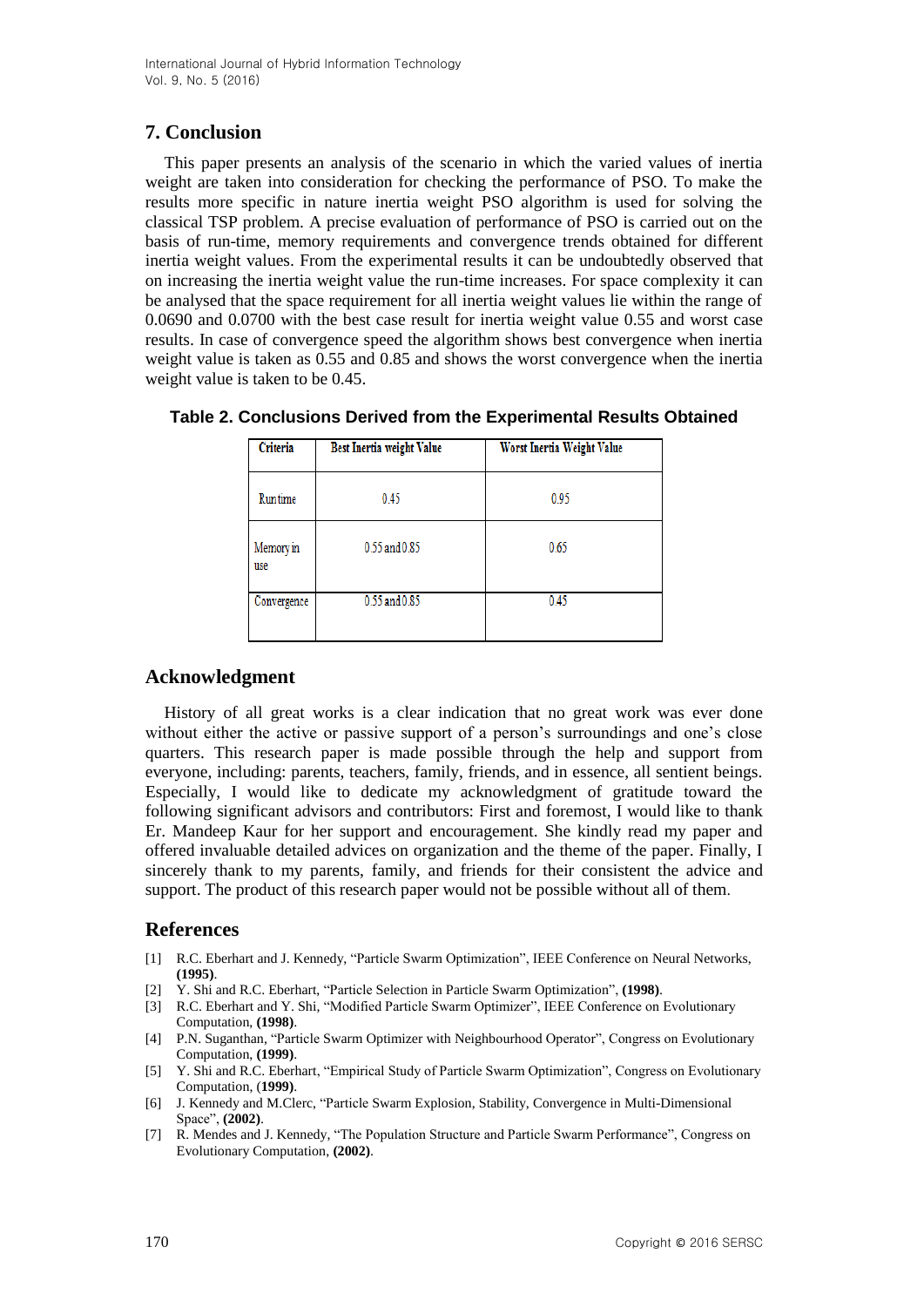## 7. Conclusion

This paper presents an analysis of the scenario in which the varied values of inertia weight are taken into consideration for checking the performance of PSO. To make the results more specific in nature inertia weight PSO algorithm is used for solving the classical TSP problem. A precise evaluation of performance of PSO is carried out on the basis of run-time, memory requirements and convergence trends obtained for different inertia weight values. From the experimental results it can be undoubtedly observed that on increasing the inertia weight value the run-time increases. For space complexity it can be analysed that the space requirement for all inertia weight values lie within the range of 0.0690 and 0.0700 with the best case result for inertia weight value 0.55 and worst case results. In case of convergence speed the algorithm shows best convergence when inertia weight value is taken as 0.55 and 0.85 and shows the worst convergence when the inertia weight value is taken to be 0.45.

**Table 2. Conclusions Derived from the Experimental Results Obtained**

| Criteria | Best Inertia weight Value | Worst Inertia Weight Value |
|---|---|---|
| Run time | 0.45 | 0.95 |
| Memory in use | 0.55 and 0.85 | 0.65 |
| Convergence | 0.55 and 0.85 | 0.45 |

## Acknowledgment

History of all great works is a clear indication that no great work was ever done without either the active or passive support of a person's surroundings and one's close quarters. This research paper is made possible through the help and support from everyone, including: parents, teachers, family, friends, and in essence, all sentient beings. Especially, I would like to dedicate my acknowledgment of gratitude toward the following significant advisors and contributors: First and foremost, I would like to thank Er. Mandeep Kaur for her support and encouragement. She kindly read my paper and offered invaluable detailed advices on organization and the theme of the paper. Finally, I sincerely thank to my parents, family, and friends for their consistent the advice and support. The product of this research paper would not be possible without all of them.

## References

[1] R.C. Eberhart and J. Kennedy, "Particle Swarm Optimization", IEEE Conference on Neural Networks, **(1995)**.

[2] Y. Shi and R.C. Eberhart, "Particle Selection in Particle Swarm Optimization", **(1998)**.

[3] R.C. Eberhart and Y. Shi, "Modified Particle Swarm Optimizer", IEEE Conference on Evolutionary Computation, **(1998)**.

[4] P.N. Suganthan, "Particle Swarm Optimizer with Neighbourhood Operator", Congress on Evolutionary Computation, **(1999)**.

[5] Y. Shi and R.C. Eberhart, "Empirical Study of Particle Swarm Optimization", Congress on Evolutionary Computation, (**1999)**.

[6] J. Kennedy and M.Clerc, "Particle Swarm Explosion, Stability, Convergence in Multi-Dimensional Space", **(2002)**.

[7] R. Mendes and J. Kennedy, "The Population Structure and Particle Swarm Performance", Congress on Evolutionary Computation, **(2002)**.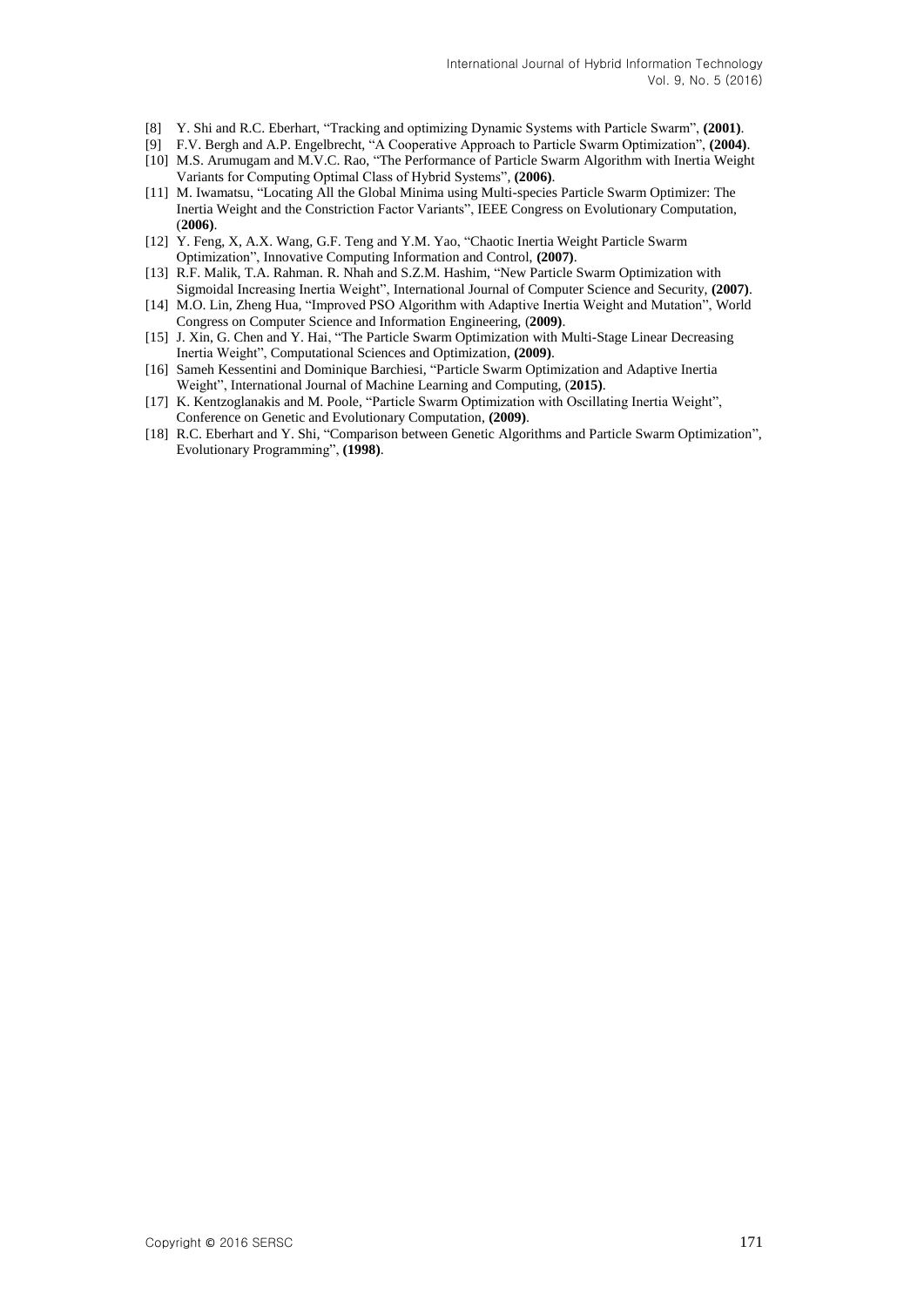[8] Y. Shi and R.C. Eberhart, "Tracking and optimizing Dynamic Systems with Particle Swarm", **(2001)**.

[9] F.V. Bergh and A.P. Engelbrecht, "A Cooperative Approach to Particle Swarm Optimization", **(2004)**.

[10] M.S. Arumugam and M.V.C. Rao, "The Performance of Particle Swarm Algorithm with Inertia Weight Variants for Computing Optimal Class of Hybrid Systems", **(2006)**.

[11] M. Iwamatsu, "Locating All the Global Minima using Multi-species Particle Swarm Optimizer: The Inertia Weight and the Constriction Factor Variants", IEEE Congress on Evolutionary Computation, (**2006)**.

[12] Y. Feng, X, A.X. Wang, G.F. Teng and Y.M. Yao, "Chaotic Inertia Weight Particle Swarm Optimization", Innovative Computing Information and Control, **(2007)**.

[13] R.F. Malik, T.A. Rahman. R. Nhah and S.Z.M. Hashim, "New Particle Swarm Optimization with Sigmoidal Increasing Inertia Weight", International Journal of Computer Science and Security, **(2007)**.

[14] M.O. Lin, Zheng Hua, "Improved PSO Algorithm with Adaptive Inertia Weight and Mutation", World Congress on Computer Science and Information Engineering, (**2009)**.

[15] J. Xin, G. Chen and Y. Hai, "The Particle Swarm Optimization with Multi-Stage Linear Decreasing Inertia Weight", Computational Sciences and Optimization, **(2009)**.

[16] Sameh Kessentini and Dominique Barchiesi, "Particle Swarm Optimization and Adaptive Inertia Weight", International Journal of Machine Learning and Computing, (**2015)**.

[17] K. Kentzoglanakis and M. Poole, "Particle Swarm Optimization with Oscillating Inertia Weight", Conference on Genetic and Evolutionary Computation, **(2009)**.

[18] R.C. Eberhart and Y. Shi, "Comparison between Genetic Algorithms and Particle Swarm Optimization", Evolutionary Programming", **(1998)**.